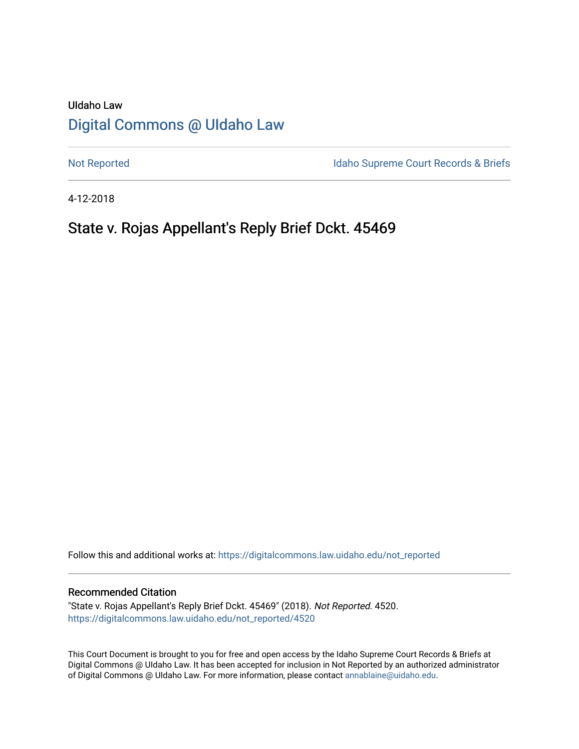UIdaho Law

# Digital Commons @ UIdaho Law

Not Reported

Idaho Supreme Court Records & Briefs

4-12-2018

## State v. Rojas Appellant's Reply Brief Dckt. 45469

Follow this and additional works at: https://digitalcommons.law.uidaho.edu/not_reported

### Recommended Citation

"State v. Rojas Appellant's Reply Brief Dckt. 45469" (2018). *Not Reported.* 4520.
https://digitalcommons.law.uidaho.edu/not_reported/4520

This Court Document is brought to you for free and open access by the Idaho Supreme Court Records & Briefs at Digital Commons @ UIdaho Law. It has been accepted for inclusion in Not Reported by an authorized administrator of Digital Commons @ UIdaho Law. For more information, please contact annablaine@uidaho.edu.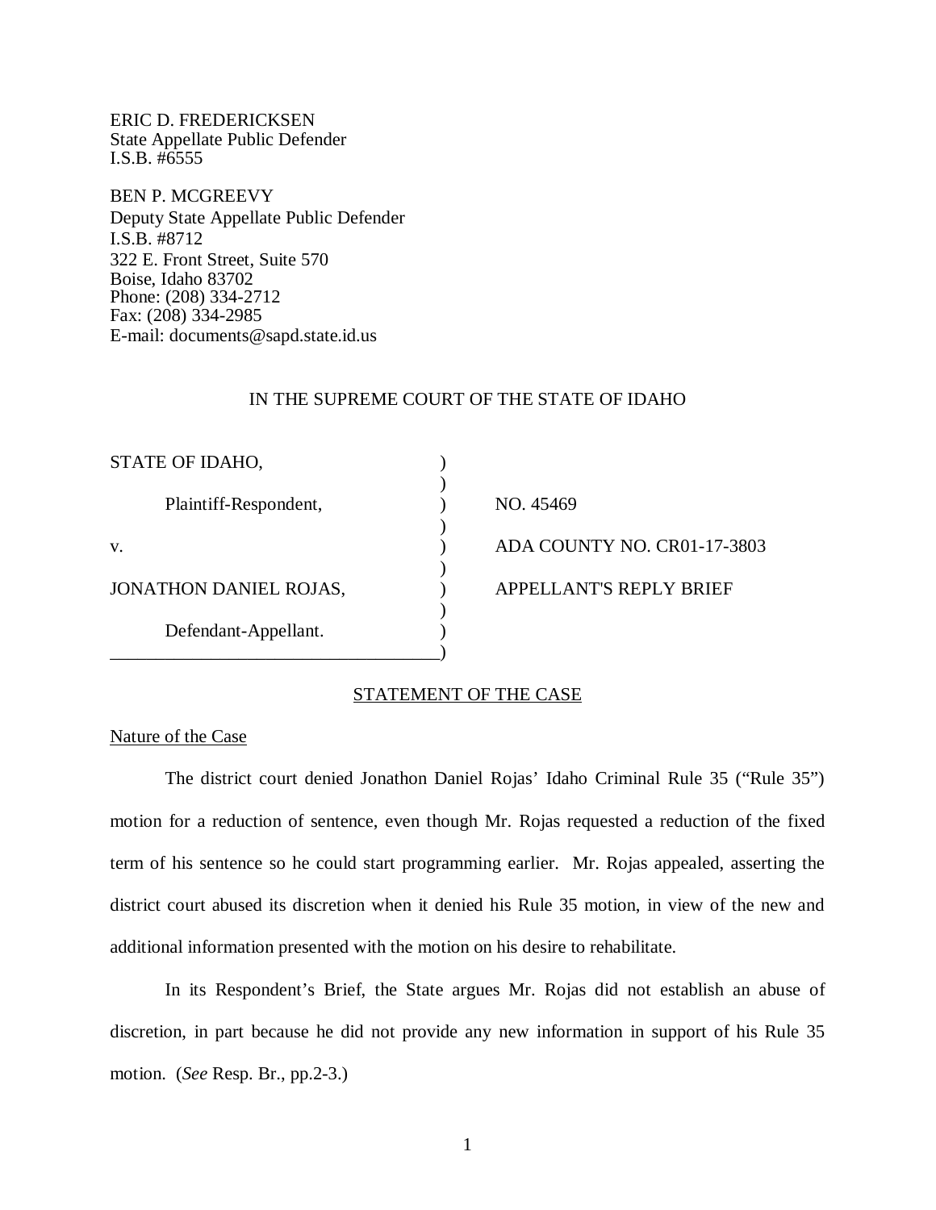ERIC D. FREDERICKSEN
State Appellate Public Defender
I.S.B. #6555

BEN P. MCGREEVY
Deputy State Appellate Public Defender
I.S.B. #8712
322 E. Front Street, Suite 570
Boise, Idaho 83702
Phone: (208) 334-2712
Fax: (208) 334-2985
E-mail: documents@sapd.state.id.us

IN THE SUPREME COURT OF THE STATE OF IDAHO

| | | |
|---|---|---|
| STATE OF IDAHO, | ) | |
| Plaintiff-Respondent, | ) | NO. 45469 |
| v. | ) | ADA COUNTY NO. CR01-17-3803 |
| JONATHON DANIEL ROJAS, | ) | APPELLANT'S REPLY BRIEF |
| Defendant-Appellant. | ) | |

## STATEMENT OF THE CASE

### Nature of the Case

The district court denied Jonathon Daniel Rojas' Idaho Criminal Rule 35 ("Rule 35") motion for a reduction of sentence, even though Mr. Rojas requested a reduction of the fixed term of his sentence so he could start programming earlier. Mr. Rojas appealed, asserting the district court abused its discretion when it denied his Rule 35 motion, in view of the new and additional information presented with the motion on his desire to rehabilitate.

In its Respondent's Brief, the State argues Mr. Rojas did not establish an abuse of discretion, in part because he did not provide any new information in support of his Rule 35 motion. (*See* Resp. Br., pp.2-3.)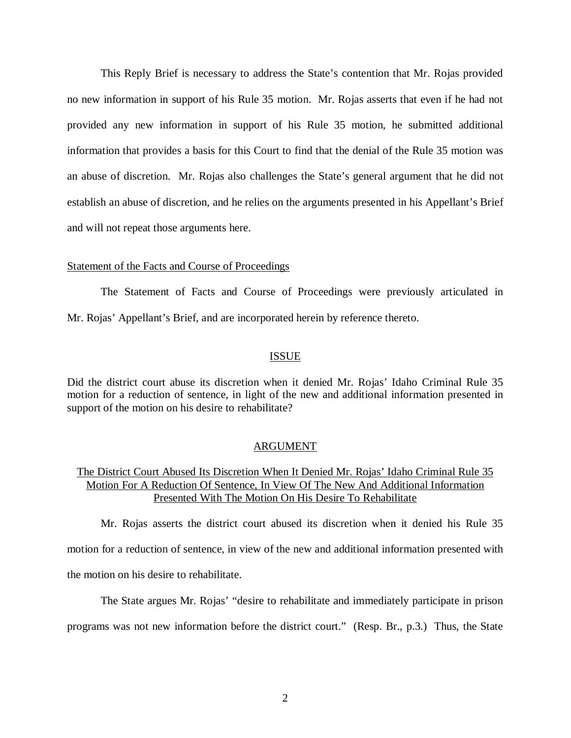This Reply Brief is necessary to address the State's contention that Mr. Rojas provided no new information in support of his Rule 35 motion. Mr. Rojas asserts that even if he had not provided any new information in support of his Rule 35 motion, he submitted additional information that provides a basis for this Court to find that the denial of the Rule 35 motion was an abuse of discretion. Mr. Rojas also challenges the State's general argument that he did not establish an abuse of discretion, and he relies on the arguments presented in his Appellant's Brief and will not repeat those arguments here.

<u>Statement of the Facts and Course of Proceedings</u>

The Statement of Facts and Course of Proceedings were previously articulated in Mr. Rojas' Appellant's Brief, and are incorporated herein by reference thereto.

## <u>ISSUE</u>

Did the district court abuse its discretion when it denied Mr. Rojas' Idaho Criminal Rule 35 motion for a reduction of sentence, in light of the new and additional information presented in support of the motion on his desire to rehabilitate?

## <u>ARGUMENT</u>

### <u>The District Court Abused Its Discretion When It Denied Mr. Rojas' Idaho Criminal Rule 35 Motion For A Reduction Of Sentence, In View Of The New And Additional Information Presented With The Motion On His Desire To Rehabilitate</u>

Mr. Rojas asserts the district court abused its discretion when it denied his Rule 35 motion for a reduction of sentence, in view of the new and additional information presented with the motion on his desire to rehabilitate.

The State argues Mr. Rojas' "desire to rehabilitate and immediately participate in prison programs was not new information before the district court." (Resp. Br., p.3.) Thus, the State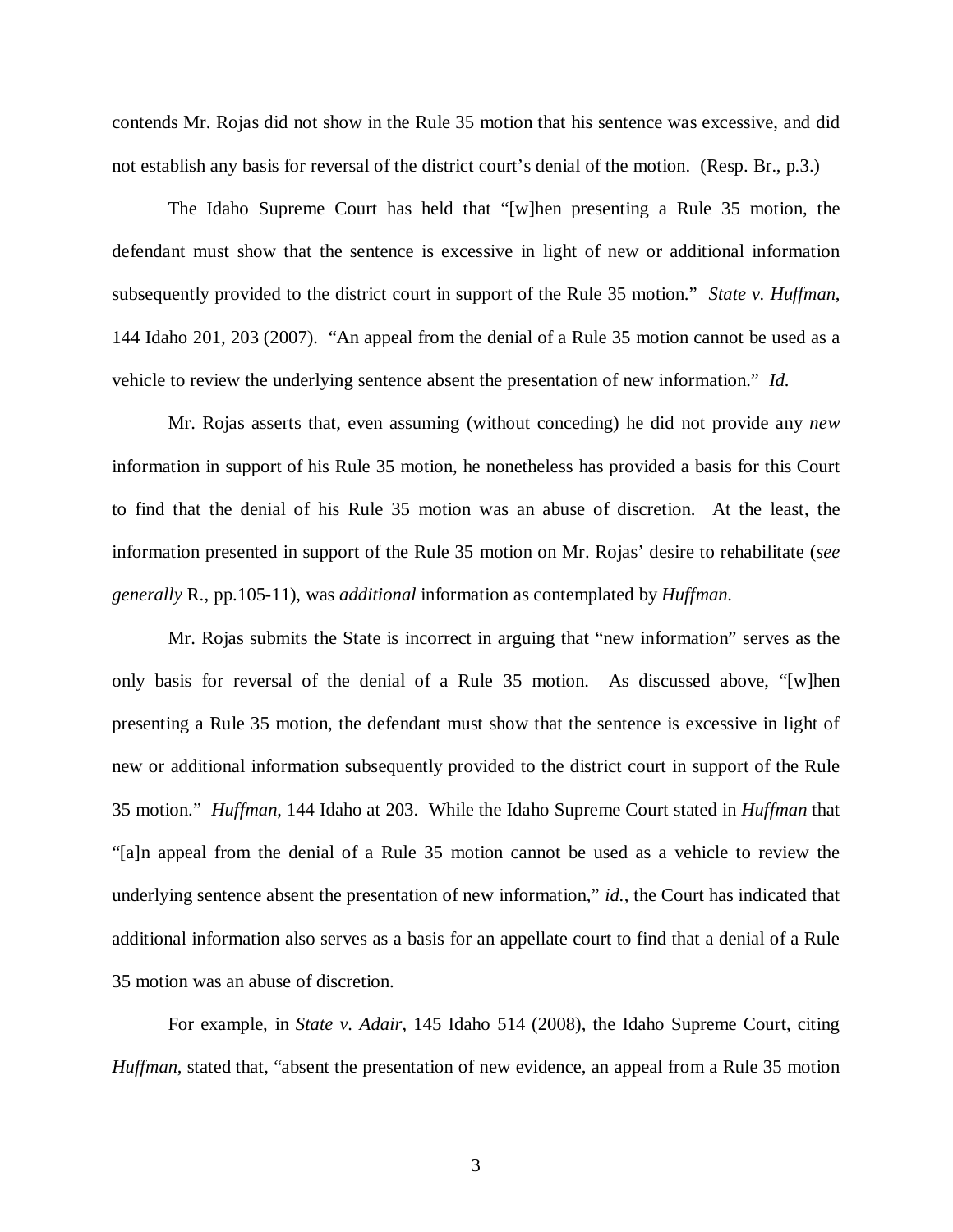contends Mr. Rojas did not show in the Rule 35 motion that his sentence was excessive, and did not establish any basis for reversal of the district court's denial of the motion. (Resp. Br., p.3.)

The Idaho Supreme Court has held that "[w]hen presenting a Rule 35 motion, the defendant must show that the sentence is excessive in light of new or additional information subsequently provided to the district court in support of the Rule 35 motion." *State v. Huffman*, 144 Idaho 201, 203 (2007). "An appeal from the denial of a Rule 35 motion cannot be used as a vehicle to review the underlying sentence absent the presentation of new information." *Id.*

Mr. Rojas asserts that, even assuming (without conceding) he did not provide any *new* information in support of his Rule 35 motion, he nonetheless has provided a basis for this Court to find that the denial of his Rule 35 motion was an abuse of discretion. At the least, the information presented in support of the Rule 35 motion on Mr. Rojas' desire to rehabilitate (*see generally* R., pp.105-11), was *additional* information as contemplated by *Huffman*.

Mr. Rojas submits the State is incorrect in arguing that "new information" serves as the only basis for reversal of the denial of a Rule 35 motion. As discussed above, "[w]hen presenting a Rule 35 motion, the defendant must show that the sentence is excessive in light of new or additional information subsequently provided to the district court in support of the Rule 35 motion." *Huffman*, 144 Idaho at 203. While the Idaho Supreme Court stated in *Huffman* that "[a]n appeal from the denial of a Rule 35 motion cannot be used as a vehicle to review the underlying sentence absent the presentation of new information," *id.*, the Court has indicated that additional information also serves as a basis for an appellate court to find that a denial of a Rule 35 motion was an abuse of discretion.

For example, in *State v. Adair*, 145 Idaho 514 (2008), the Idaho Supreme Court, citing *Huffman*, stated that, "absent the presentation of new evidence, an appeal from a Rule 35 motion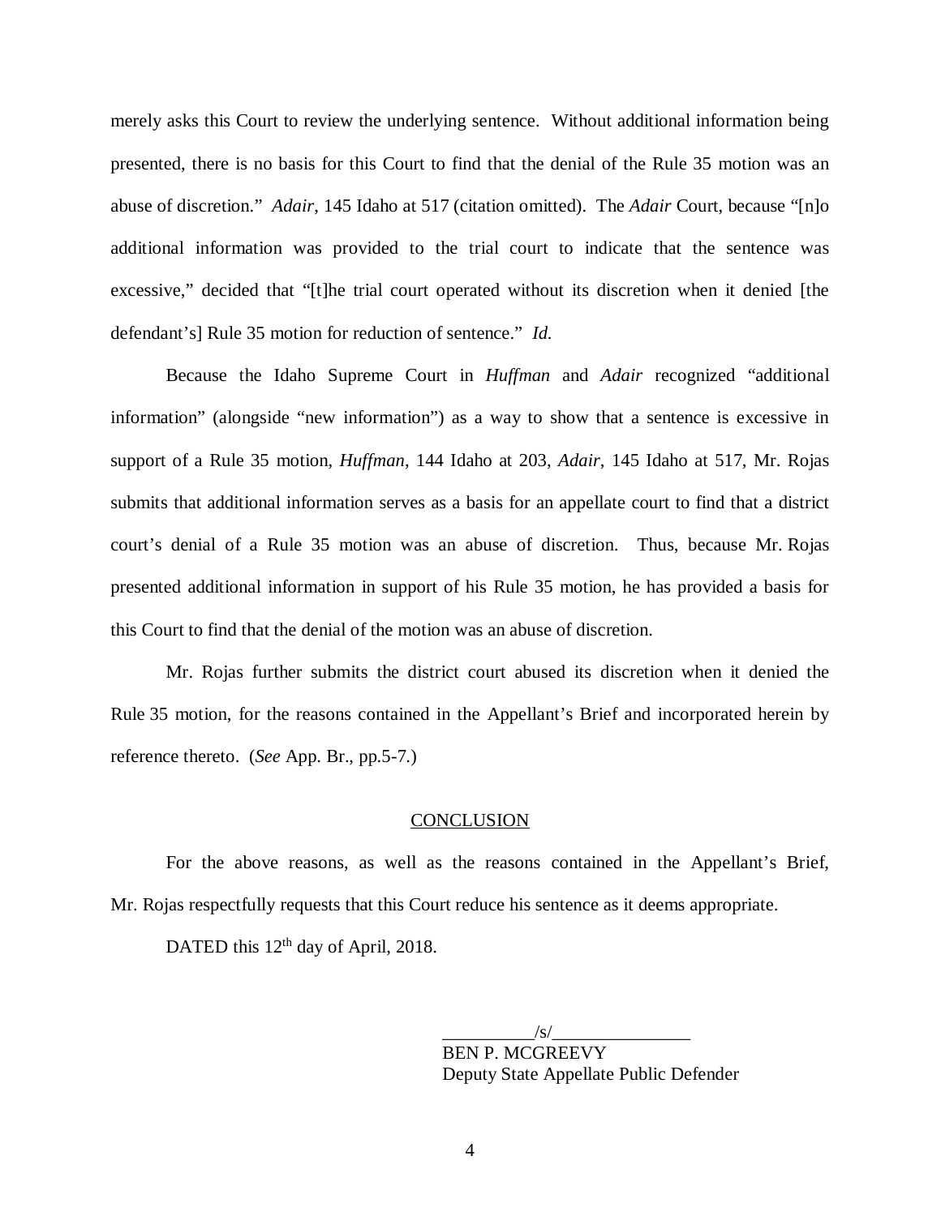merely asks this Court to review the underlying sentence. Without additional information being presented, there is no basis for this Court to find that the denial of the Rule 35 motion was an abuse of discretion." *Adair*, 145 Idaho at 517 (citation omitted). The *Adair* Court, because "[n]o additional information was provided to the trial court to indicate that the sentence was excessive," decided that "[t]he trial court operated without its discretion when it denied [the defendant's] Rule 35 motion for reduction of sentence." *Id.*

Because the Idaho Supreme Court in *Huffman* and *Adair* recognized "additional information" (alongside "new information") as a way to show that a sentence is excessive in support of a Rule 35 motion, *Huffman*, 144 Idaho at 203, *Adair*, 145 Idaho at 517, Mr. Rojas submits that additional information serves as a basis for an appellate court to find that a district court's denial of a Rule 35 motion was an abuse of discretion. Thus, because Mr. Rojas presented additional information in support of his Rule 35 motion, he has provided a basis for this Court to find that the denial of the motion was an abuse of discretion.

Mr. Rojas further submits the district court abused its discretion when it denied the Rule 35 motion, for the reasons contained in the Appellant's Brief and incorporated herein by reference thereto. (*See* App. Br., pp.5-7.)

## CONCLUSION

For the above reasons, as well as the reasons contained in the Appellant's Brief, Mr. Rojas respectfully requests that this Court reduce his sentence as it deems appropriate.

DATED this 12th day of April, 2018.

/s/
BEN P. MCGREEVY
Deputy State Appellate Public Defender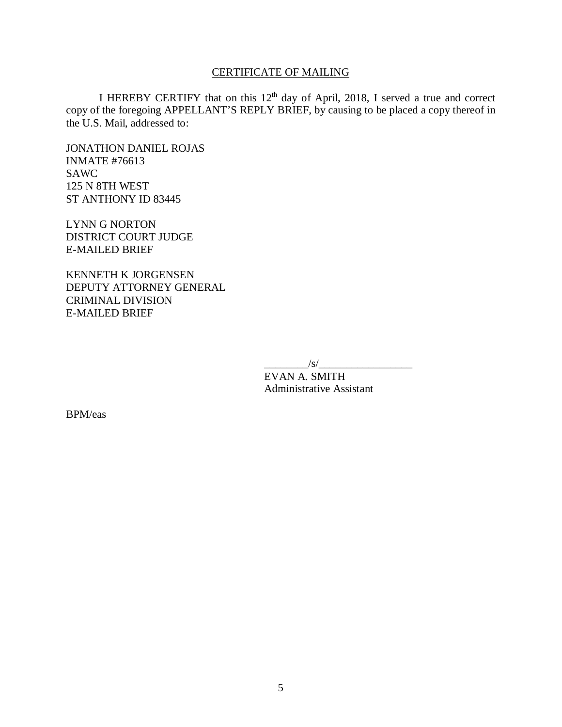## CERTIFICATE OF MAILING

I HEREBY CERTIFY that on this 12th day of April, 2018, I served a true and correct copy of the foregoing APPELLANT'S REPLY BRIEF, by causing to be placed a copy thereof in the U.S. Mail, addressed to:

JONATHON DANIEL ROJAS
INMATE #76613
SAWC
125 N 8TH WEST
ST ANTHONY ID 83445

LYNN G NORTON
DISTRICT COURT JUDGE
E-MAILED BRIEF

KENNETH K JORGENSEN
DEPUTY ATTORNEY GENERAL
CRIMINAL DIVISION
E-MAILED BRIEF

________/s/_________________
EVAN A. SMITH
Administrative Assistant

BPM/eas